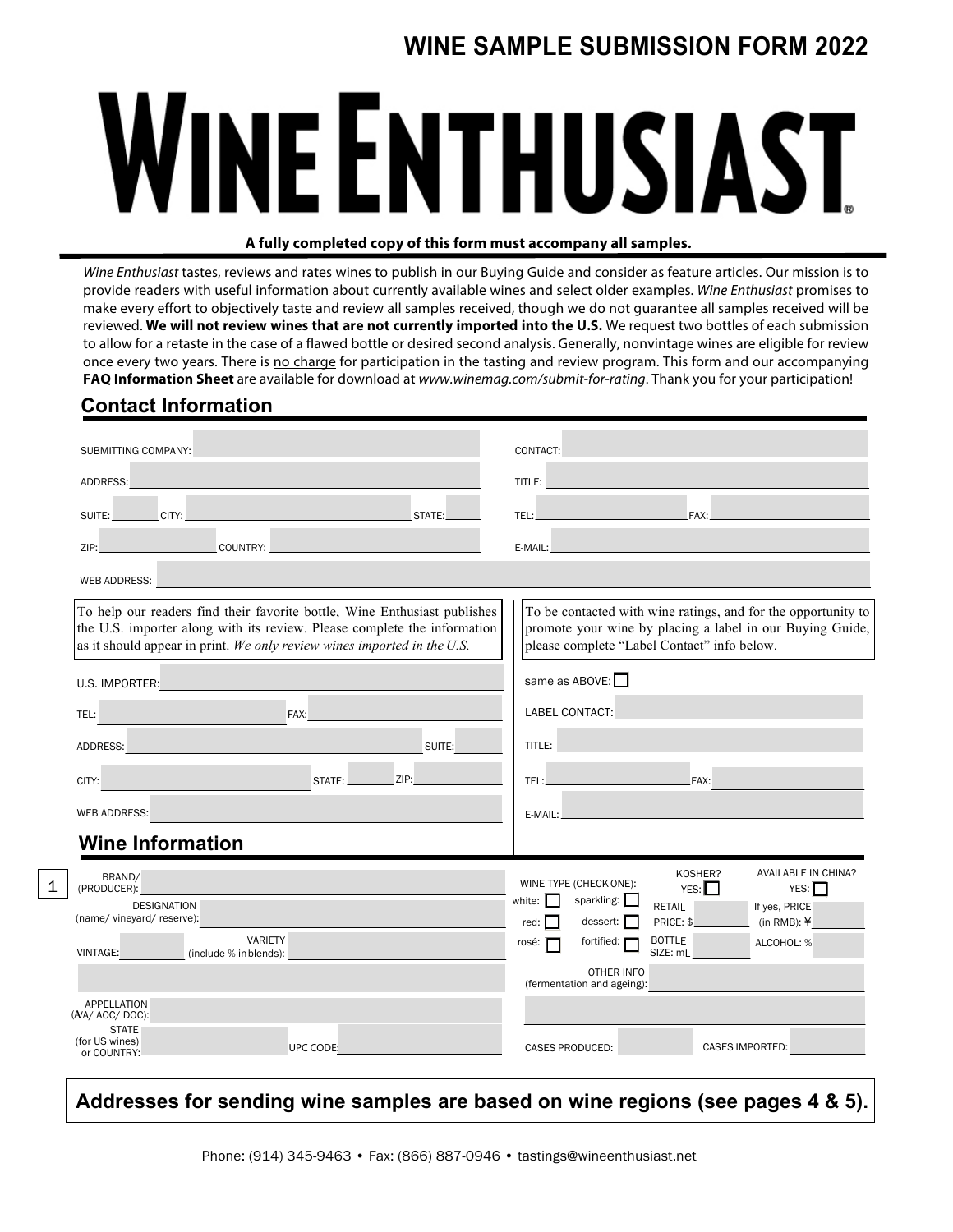## WINE SAMPLE SUBMISSION FORM 2022

# WINE ENTHUSIAST®

**A fully completed copy of this form must accompany all samples.**

*Wine Enthusiast* tastes, reviews and rates wines to publish in our Buying Guide and consider as feature articles. Our mission is to provide readers with useful information about currently available wines and select older examples. *Wine Enthusiast* promises to make every effort to objectively taste and review all samples received, though we do not guarantee all samples received will be reviewed. **We will not review wines that are not currently imported into the U.S.** We request two bottles of each submission to allow for a retaste in the case of a flawed bottle or desired second analysis. Generally, nonvintage wines are eligible for review once every two years. There is no charge for participation in the tasting and review program. This form and our accompanying **FAQ Information Sheet** are available for download at *www.winemag.com/submit-for-rating*. Thank you for your participation!

## Contact Information

SUBMITTING COMPANY: ____________________

ADDRESS: ____________________

SUITE: ______ CITY: ____________ STATE: ______

ZIP: ______ COUNTRY: ____________

WEB ADDRESS: ____________________

CONTACT: ____________________

TITLE: ____________________

TEL: ____________ FAX: ____________

E-MAIL: ____________________

To help our readers find their favorite bottle, Wine Enthusiast publishes the U.S. importer along with its review. Please complete the information as it should appear in print. *We only review wines imported in the U.S.*

U.S. IMPORTER: ____________________

TEL: ____________ FAX: ____________

ADDRESS: ____________ SUITE: ______

CITY: ____________ STATE: ______ ZIP: ______

WEB ADDRESS: ____________________

To be contacted with wine ratings, and for the opportunity to promote your wine by placing a label in our Buying Guide, please complete "Label Contact" info below.

same as ABOVE: ☐

LABEL CONTACT: ____________________

TITLE: ____________________

TEL: ____________ FAX: ____________

E-MAIL: ____________________

## Wine Information

1

BRAND/ (PRODUCER): ____________________

DESIGNATION (name/ vineyard/ reserve): ____________________

VINTAGE: ______ VARIETY (include % in blends): ____________________

____________________

APPELLATION (AVA/ AOC/ DOC): ____________________

STATE (for US wines) or COUNTRY: ____________ UPC CODE: ____________

WINE TYPE (CHECK ONE):
white: ☐ sparkling: ☐
red: ☐ dessert: ☐
rosé: ☐ fortified: ☐

KOSHER? YES: ☐

RETAIL PRICE: $ ______

BOTTLE SIZE: mL ______

AVAILABLE IN CHINA? YES: ☐

If yes, PRICE (in RMB): ¥ ______

ALCOHOL: % ______

OTHER INFO (fermentation and ageing): ____________________

CASES PRODUCED: ______ CASES IMPORTED: ______

**Addresses for sending wine samples are based on wine regions (see pages 4 & 5).**

Phone: (914) 345-9463 • Fax: (866) 887-0946 • tastings@wineenthusiast.net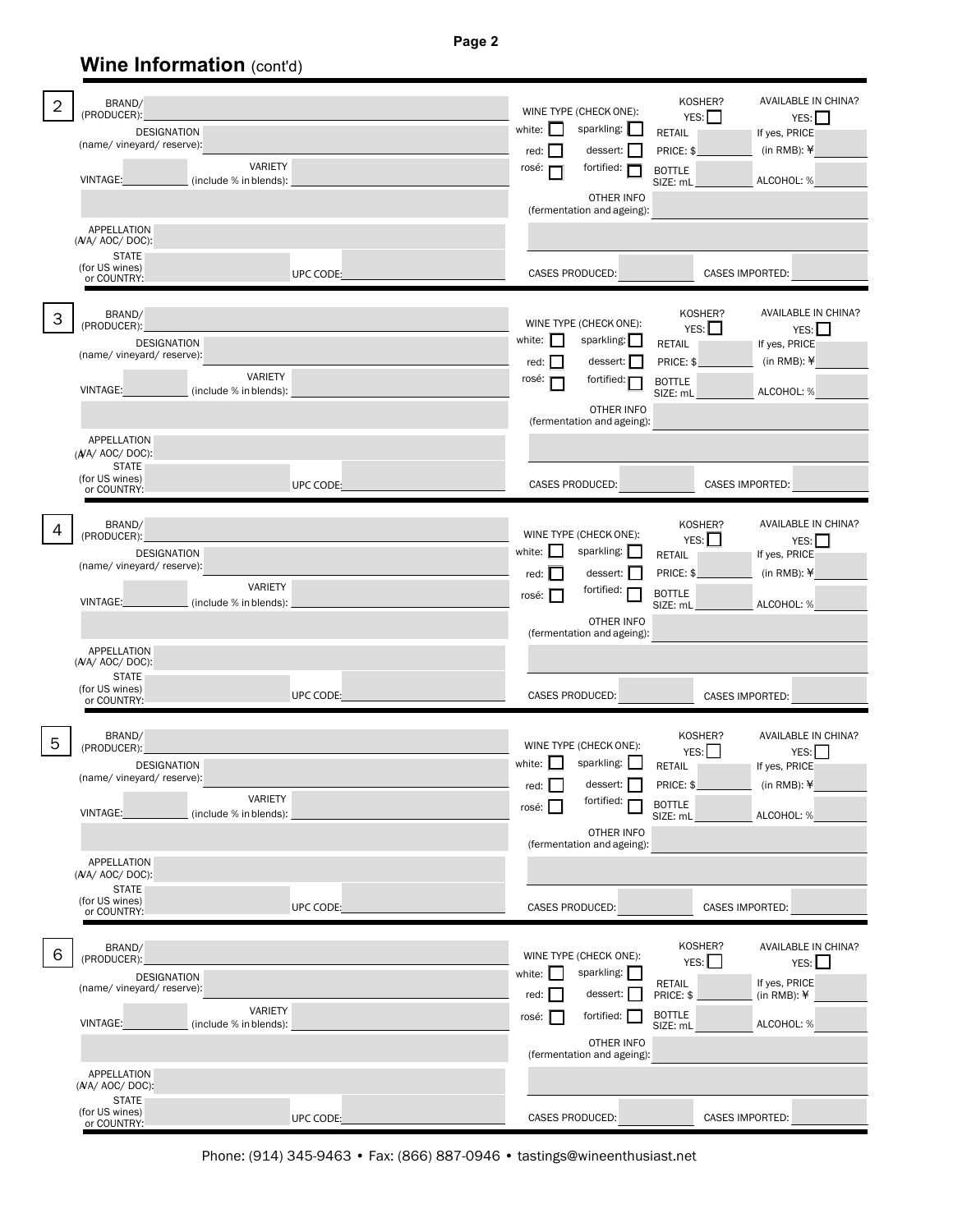## Wine Information (cont'd)

**2**

BRAND/ (PRODUCER):

DESIGNATION (name/ vineyard/ reserve):

VINTAGE: VARIETY (include % in blends):

APPELLATION (AVA/ AOC/ DOC):

STATE (for US wines) or COUNTRY: UPC CODE:

WINE TYPE (CHECK ONE): white: ☐ sparkling: ☐ red: ☐ dessert: ☐ rosé: ☐ fortified: ☐

KOSHER? YES: ☐

RETAIL PRICE: $

BOTTLE SIZE: mL

AVAILABLE IN CHINA? YES: ☐

If yes, PRICE (in RMB): ¥

ALCOHOL: %

OTHER INFO (fermentation and ageing):

CASES PRODUCED: CASES IMPORTED:

**3**

BRAND/ (PRODUCER):

DESIGNATION (name/ vineyard/ reserve):

VINTAGE: VARIETY (include % in blends):

APPELLATION (AVA/ AOC/ DOC):

STATE (for US wines) or COUNTRY: UPC CODE:

WINE TYPE (CHECK ONE): white: ☐ sparkling: ☐ red: ☐ dessert: ☐ rosé: ☐ fortified: ☐

KOSHER? YES: ☐

RETAIL PRICE: $

BOTTLE SIZE: mL

AVAILABLE IN CHINA? YES: ☐

If yes, PRICE (in RMB): ¥

ALCOHOL: %

OTHER INFO (fermentation and ageing):

CASES PRODUCED: CASES IMPORTED:

**4**

BRAND/ (PRODUCER):

DESIGNATION (name/ vineyard/ reserve):

VINTAGE: VARIETY (include % in blends):

APPELLATION (AVA/ AOC/ DOC):

STATE (for US wines) or COUNTRY: UPC CODE:

WINE TYPE (CHECK ONE): white: ☐ sparkling: ☐ red: ☐ dessert: ☐ rosé: ☐ fortified: ☐

KOSHER? YES: ☐

RETAIL PRICE: $

BOTTLE SIZE: mL

AVAILABLE IN CHINA? YES: ☐

If yes, PRICE (in RMB): ¥

ALCOHOL: %

OTHER INFO (fermentation and ageing):

CASES PRODUCED: CASES IMPORTED:

**5**

BRAND/ (PRODUCER):

DESIGNATION (name/ vineyard/ reserve):

VINTAGE: VARIETY (include % in blends):

APPELLATION (AVA/ AOC/ DOC):

STATE (for US wines) or COUNTRY: UPC CODE:

WINE TYPE (CHECK ONE): white: ☐ sparkling: ☐ red: ☐ dessert: ☐ rosé: ☐ fortified: ☐

KOSHER? YES: ☐

RETAIL PRICE: $

BOTTLE SIZE: mL

AVAILABLE IN CHINA? YES: ☐

If yes, PRICE (in RMB): ¥

ALCOHOL: %

OTHER INFO (fermentation and ageing):

CASES PRODUCED: CASES IMPORTED:

**6**

BRAND/ (PRODUCER):

DESIGNATION (name/ vineyard/ reserve):

VINTAGE: VARIETY (include % in blends):

APPELLATION (AVA/ AOC/ DOC):

STATE (for US wines) or COUNTRY: UPC CODE:

WINE TYPE (CHECK ONE): white: ☐ sparkling: ☐ red: ☐ dessert: ☐ rosé: ☐ fortified: ☐

KOSHER? YES: ☐

RETAIL PRICE: $

BOTTLE SIZE: mL

AVAILABLE IN CHINA? YES: ☐

If yes, PRICE (in RMB): ¥

ALCOHOL: %

OTHER INFO (fermentation and ageing):

CASES PRODUCED: CASES IMPORTED:

Phone: (914) 345-9463 • Fax: (866) 887-0946 • tastings@wineenthusiast.net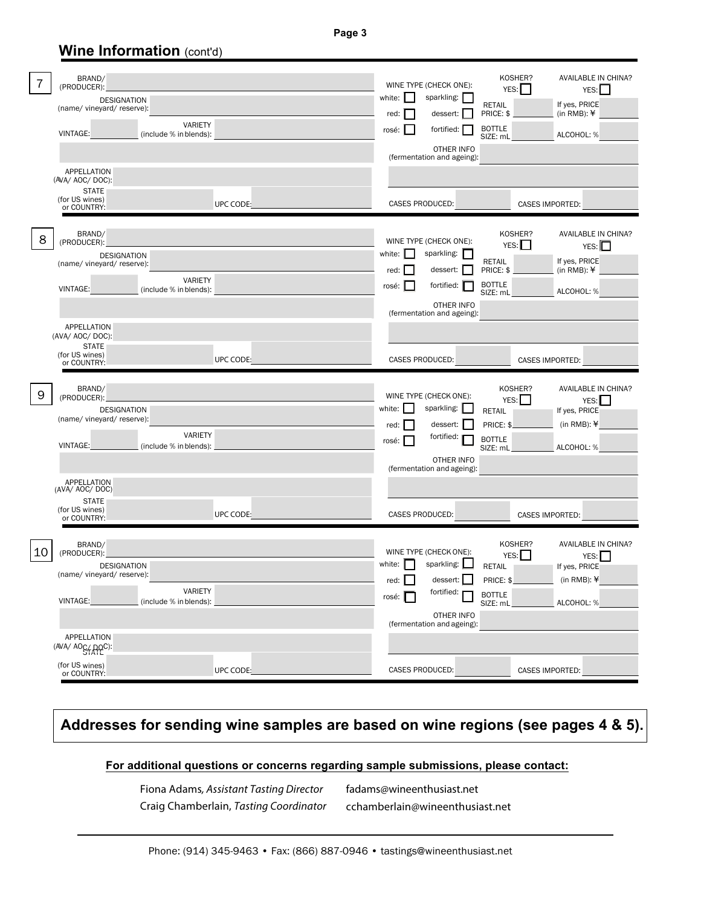## Wine Information (cont'd)

**7**

BRAND/ (PRODUCER):

DESIGNATION (name/ vineyard/ reserve):

VINTAGE:

VARIETY (include % in blends):

APPELLATION (AVA/ AOC/ DOC):

STATE (for US wines) or COUNTRY:

UPC CODE:

WINE TYPE (CHECK ONE): white: ☐ sparkling: ☐ red: ☐ dessert: ☐ rosé: ☐ fortified: ☐

KOSHER? YES: ☐

RETAIL PRICE: $

BOTTLE SIZE: mL

AVAILABLE IN CHINA? YES: ☐

If yes, PRICE (in RMB): ¥

ALCOHOL: %

OTHER INFO (fermentation and ageing):

CASES PRODUCED:

CASES IMPORTED:

**8**

BRAND/ (PRODUCER):

DESIGNATION (name/ vineyard/ reserve):

VINTAGE:

VARIETY (include % in blends):

APPELLATION (AVA/ AOC/ DOC):

STATE (for US wines) or COUNTRY:

UPC CODE:

WINE TYPE (CHECK ONE): white: ☐ sparkling: ☐ red: ☐ dessert: ☐ rosé: ☐ fortified: ☐

KOSHER? YES: ☐

RETAIL PRICE: $

BOTTLE SIZE: mL

AVAILABLE IN CHINA? YES: ☐

If yes, PRICE (in RMB): ¥

ALCOHOL: %

OTHER INFO (fermentation and ageing):

CASES PRODUCED:

CASES IMPORTED:

**9**

BRAND/ (PRODUCER):

DESIGNATION (name/ vineyard/ reserve):

VINTAGE:

VARIETY (include % in blends):

APPELLATION (AVA/ AOC/ DOC)

STATE (for US wines) or COUNTRY:

UPC CODE:

WINE TYPE (CHECK ONE): white: ☐ sparkling: ☐ red: ☐ dessert: ☐ rosé: ☐ fortified: ☐

KOSHER? YES: ☐

RETAIL PRICE: $

BOTTLE SIZE: mL

AVAILABLE IN CHINA? YES: ☐

If yes, PRICE (in RMB): ¥

ALCOHOL: %

OTHER INFO (fermentation and ageing):

CASES PRODUCED:

CASES IMPORTED:

**10**

BRAND/ (PRODUCER):

DESIGNATION (name/ vineyard/ reserve):

VINTAGE:

VARIETY (include % in blends):

APPELLATION (AVA/ AOC/ DOC):

STATE (for US wines) or COUNTRY:

UPC CODE:

WINE TYPE (CHECK ONE): white: ☐ sparkling: ☐ red: ☐ dessert: ☐ rosé: ☐ fortified: ☐

KOSHER? YES: ☐

RETAIL PRICE: $

BOTTLE SIZE: mL

AVAILABLE IN CHINA? YES: ☐

If yes, PRICE (in RMB): ¥

ALCOHOL: %

OTHER INFO (fermentation and ageing):

CASES PRODUCED:

CASES IMPORTED:

**Addresses for sending wine samples are based on wine regions (see pages 4 & 5).**

**For additional questions or concerns regarding sample submissions, please contact:**

Fiona Adams, *Assistant Tasting Director* fadams@wineenthusiast.net

Craig Chamberlain, *Tasting Coordinator* cchamberlain@wineenthusiast.net

Phone: (914) 345-9463 • Fax: (866) 887-0946 • tastings@wineenthusiast.net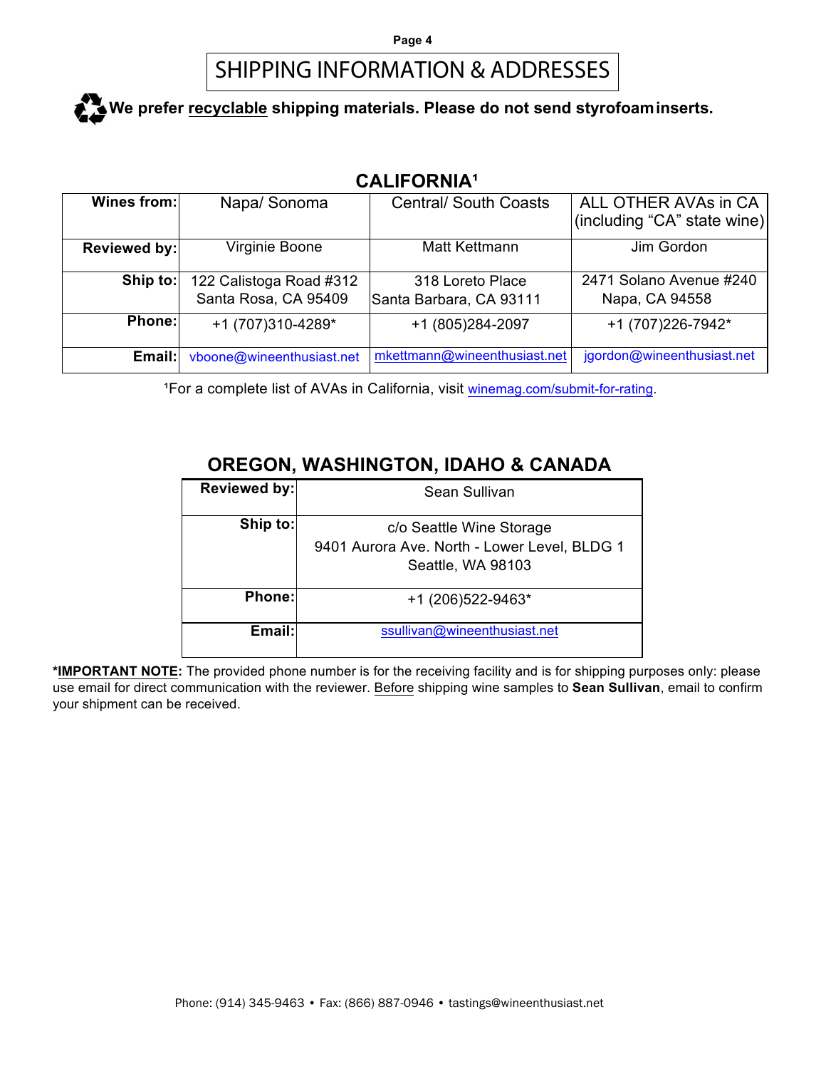# SHIPPING INFORMATION & ADDRESSES

**We prefer recyclable shipping materials. Please do not send styrofoam inserts.**

## CALIFORNIA[1]

| **Wines from:** | Napa/ Sonoma | Central/ South Coasts | ALL OTHER AVAs in CA (including "CA" state wine) |
|---|---|---|---|
| **Reviewed by:** | Virginie Boone | Matt Kettmann | Jim Gordon |
| **Ship to:** | 122 Calistoga Road #312<br>Santa Rosa, CA 95409 | 318 Loreto Place<br>Santa Barbara, CA 93111 | 2471 Solano Avenue #240<br>Napa, CA 94558 |
| **Phone:** | +1 (707)310-4289* | +1 (805)284-2097 | +1 (707)226-7942* |
| **Email:** | vboone@wineenthusiast.net | mkettmann@wineenthusiast.net | jgordon@wineenthusiast.net |

[1]For a complete list of AVAs in California, visit winemag.com/submit-for-rating.

## OREGON, WASHINGTON, IDAHO & CANADA

| **Reviewed by:** | Sean Sullivan |
|---|---|
| **Ship to:** | c/o Seattle Wine Storage<br>9401 Aurora Ave. North - Lower Level, BLDG 1<br>Seattle, WA 98103 |
| **Phone:** | +1 (206)522-9463* |
| **Email:** | ssullivan@wineenthusiast.net |

***IMPORTANT NOTE:** The provided phone number is for the receiving facility and is for shipping purposes only: please use email for direct communication with the reviewer. Before shipping wine samples to **Sean Sullivan**, email to confirm your shipment can be received.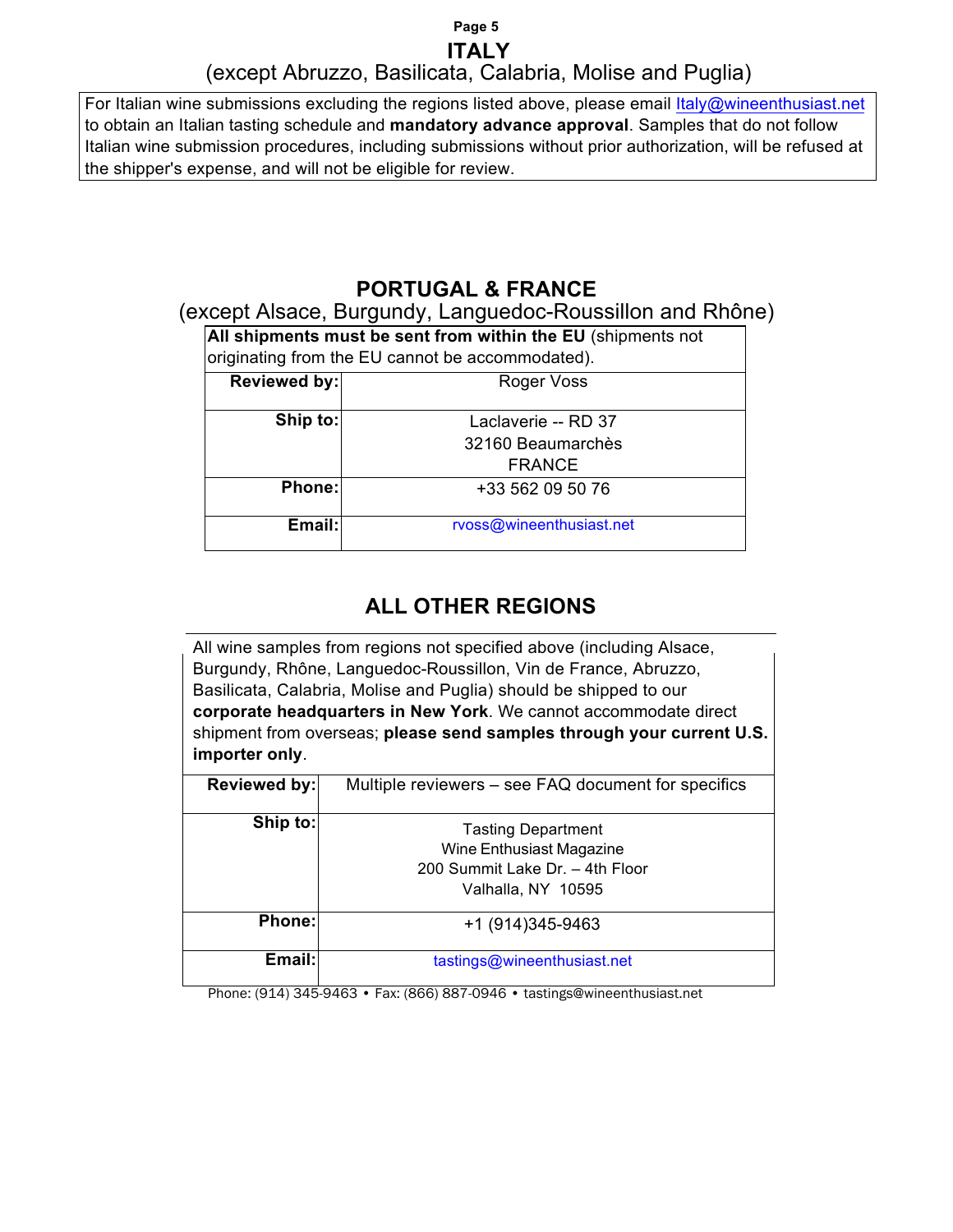## ITALY

(except Abruzzo, Basilicata, Calabria, Molise and Puglia)

For Italian wine submissions excluding the regions listed above, please email Italy@wineenthusiast.net to obtain an Italian tasting schedule and **mandatory advance approval**. Samples that do not follow Italian wine submission procedures, including submissions without prior authorization, will be refused at the shipper's expense, and will not be eligible for review.

## PORTUGAL & FRANCE

(except Alsace, Burgundy, Languedoc-Roussillon and Rhône)

**All shipments must be sent from within the EU** (shipments not originating from the EU cannot be accommodated).

| | |
|---|---|
| **Reviewed by:** | Roger Voss |
| **Ship to:** | Laclaverie -- RD 37<br>32160 Beaumarchès<br>FRANCE |
| **Phone:** | +33 562 09 50 76 |
| **Email:** | rvoss@wineenthusiast.net |

## ALL OTHER REGIONS

All wine samples from regions not specified above (including Alsace, Burgundy, Rhône, Languedoc-Roussillon, Vin de France, Abruzzo, Basilicata, Calabria, Molise and Puglia) should be shipped to our **corporate headquarters in New York**. We cannot accommodate direct shipment from overseas; **please send samples through your current U.S. importer only**.

| | |
|---|---|
| **Reviewed by:** | Multiple reviewers – see FAQ document for specifics |
| **Ship to:** | Tasting Department<br>Wine Enthusiast Magazine<br>200 Summit Lake Dr. – 4th Floor<br>Valhalla, NY 10595 |
| **Phone:** | +1 (914)345-9463 |
| **Email:** | tastings@wineenthusiast.net |